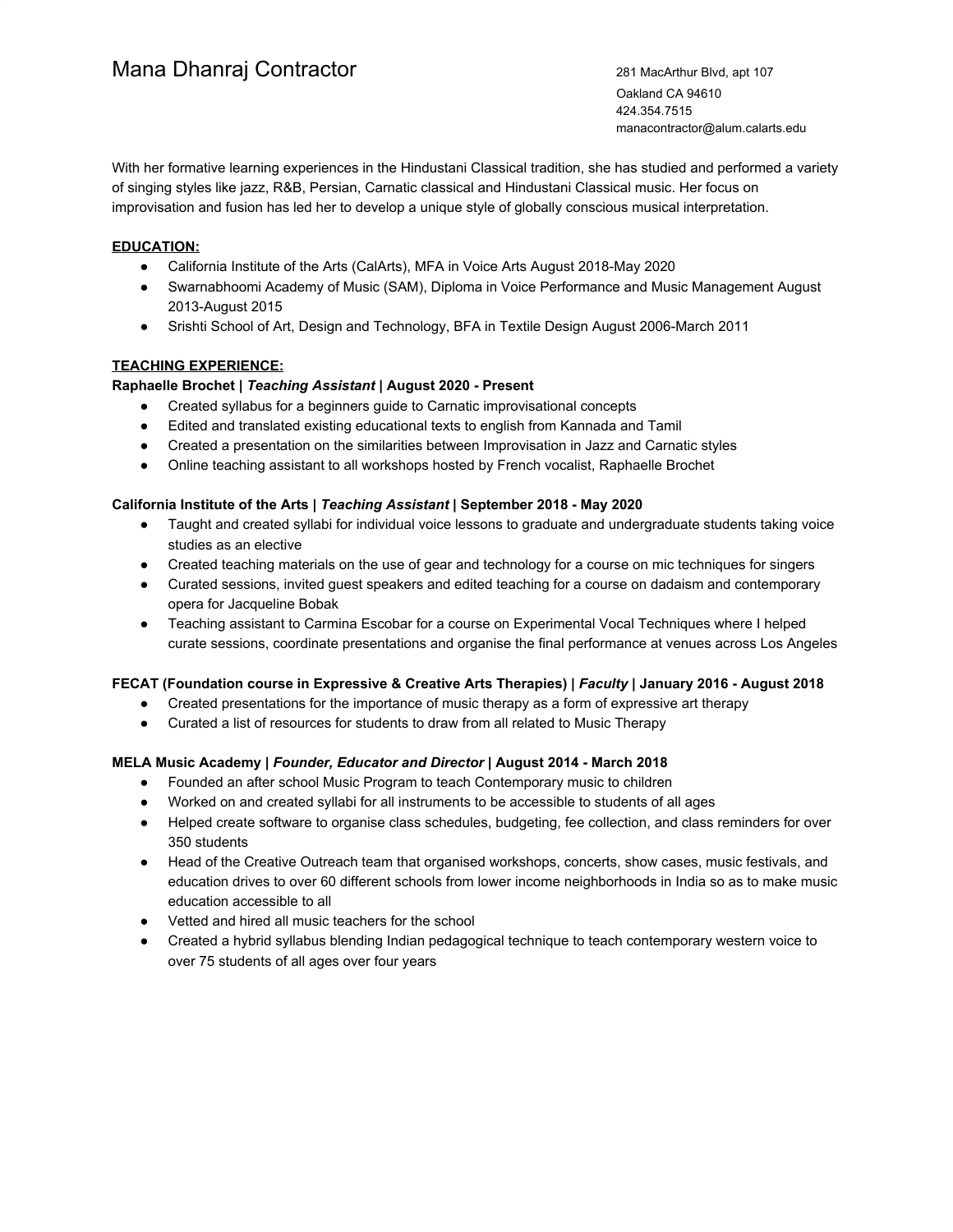# Mana Dhanraj Contractor

281 MacArthur Blvd, apt 107
Oakland CA 94610
424.354.7515
manacontractor@alum.calarts.edu

With her formative learning experiences in the Hindustani Classical tradition, she has studied and performed a variety of singing styles like jazz, R&B, Persian, Carnatic classical and Hindustani Classical music. Her focus on improvisation and fusion has led her to develop a unique style of globally conscious musical interpretation.

## EDUCATION:

- California Institute of the Arts (CalArts), MFA in Voice Arts August 2018-May 2020
- Swarnabhoomi Academy of Music (SAM), Diploma in Voice Performance and Music Management August 2013-August 2015
- Srishti School of Art, Design and Technology, BFA in Textile Design August 2006-March 2011

## TEACHING EXPERIENCE:

**Raphaelle Brochet | *Teaching Assistant* | August 2020 - Present**

- Created syllabus for a beginners guide to Carnatic improvisational concepts
- Edited and translated existing educational texts to english from Kannada and Tamil
- Created a presentation on the similarities between Improvisation in Jazz and Carnatic styles
- Online teaching assistant to all workshops hosted by French vocalist, Raphaelle Brochet

**California Institute of the Arts | *Teaching Assistant* | September 2018 - May 2020**

- Taught and created syllabi for individual voice lessons to graduate and undergraduate students taking voice studies as an elective
- Created teaching materials on the use of gear and technology for a course on mic techniques for singers
- Curated sessions, invited guest speakers and edited teaching for a course on dadaism and contemporary opera for Jacqueline Bobak
- Teaching assistant to Carmina Escobar for a course on Experimental Vocal Techniques where I helped curate sessions, coordinate presentations and organise the final performance at venues across Los Angeles

**FECAT (Foundation course in Expressive & Creative Arts Therapies) | *Faculty* | January 2016 - August 2018**

- Created presentations for the importance of music therapy as a form of expressive art therapy
- Curated a list of resources for students to draw from all related to Music Therapy

**MELA Music Academy | *Founder, Educator and Director* | August 2014 - March 2018**

- Founded an after school Music Program to teach Contemporary music to children
- Worked on and created syllabi for all instruments to be accessible to students of all ages
- Helped create software to organise class schedules, budgeting, fee collection, and class reminders for over 350 students
- Head of the Creative Outreach team that organised workshops, concerts, show cases, music festivals, and education drives to over 60 different schools from lower income neighborhoods in India so as to make music education accessible to all
- Vetted and hired all music teachers for the school
- Created a hybrid syllabus blending Indian pedagogical technique to teach contemporary western voice to over 75 students of all ages over four years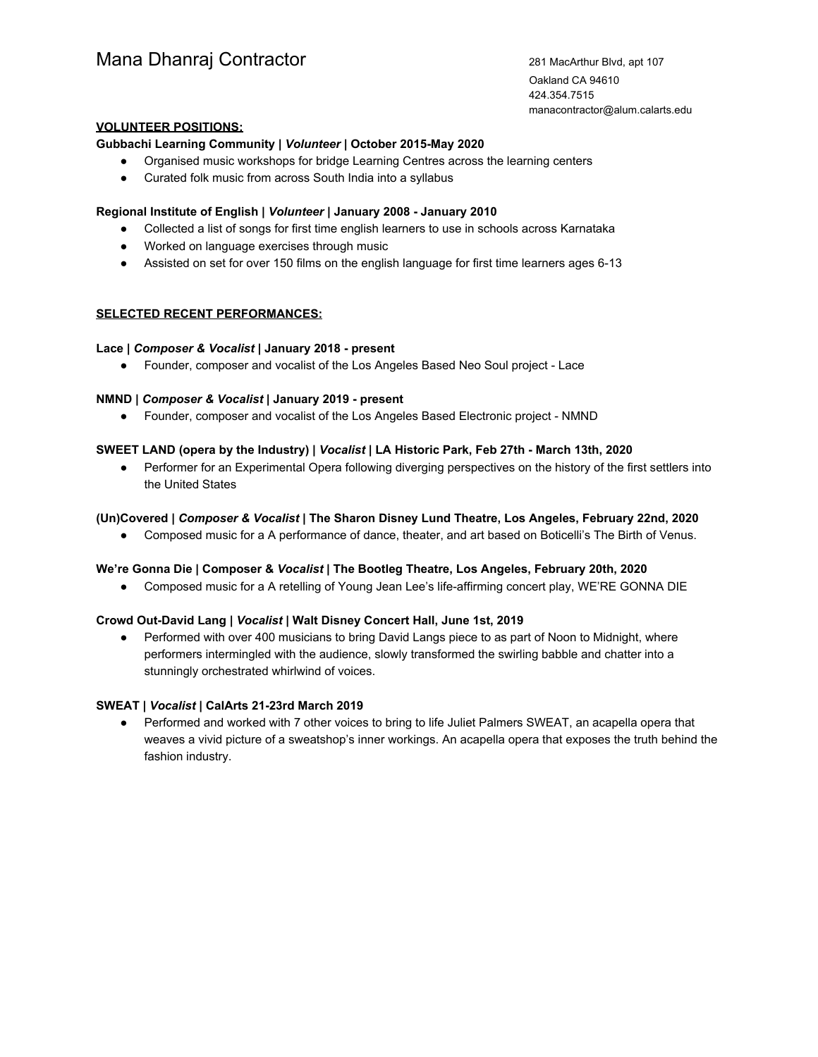# Mana Dhanraj Contractor

281 MacArthur Blvd, apt 107
Oakland CA 94610
424.354.7515
manacontractor@alum.calarts.edu

## VOLUNTEER POSITIONS:

**Gubbachi Learning Community | *Volunteer* | October 2015-May 2020**

- Organised music workshops for bridge Learning Centres across the learning centers
- Curated folk music from across South India into a syllabus

**Regional Institute of English | *Volunteer* | January 2008 - January 2010**

- Collected a list of songs for first time english learners to use in schools across Karnataka
- Worked on language exercises through music
- Assisted on set for over 150 films on the english language for first time learners ages 6-13

## SELECTED RECENT PERFORMANCES:

**Lace | *Composer & Vocalist* | January 2018 - present**

- Founder, composer and vocalist of the Los Angeles Based Neo Soul project - Lace

**NMND | *Composer & Vocalist* | January 2019 - present**

- Founder, composer and vocalist of the Los Angeles Based Electronic project - NMND

**SWEET LAND (opera by the Industry) | *Vocalist* | LA Historic Park, Feb 27th - March 13th, 2020**

- Performer for an Experimental Opera following diverging perspectives on the history of the first settlers into the United States

**(Un)Covered | *Composer & Vocalist* | The Sharon Disney Lund Theatre, Los Angeles, February 22nd, 2020**

- Composed music for a A performance of dance, theater, and art based on Boticelli's The Birth of Venus.

**We're Gonna Die | Composer & *Vocalist* | The Bootleg Theatre, Los Angeles, February 20th, 2020**

- Composed music for a A retelling of Young Jean Lee's life-affirming concert play, WE'RE GONNA DIE

**Crowd Out-David Lang | *Vocalist* | Walt Disney Concert Hall, June 1st, 2019**

- Performed with over 400 musicians to bring David Langs piece to as part of Noon to Midnight, where performers intermingled with the audience, slowly transformed the swirling babble and chatter into a stunningly orchestrated whirlwind of voices.

**SWEAT | *Vocalist* | CalArts 21-23rd March 2019**

- Performed and worked with 7 other voices to bring to life Juliet Palmers SWEAT, an acapella opera that weaves a vivid picture of a sweatshop's inner workings. An acapella opera that exposes the truth behind the fashion industry.